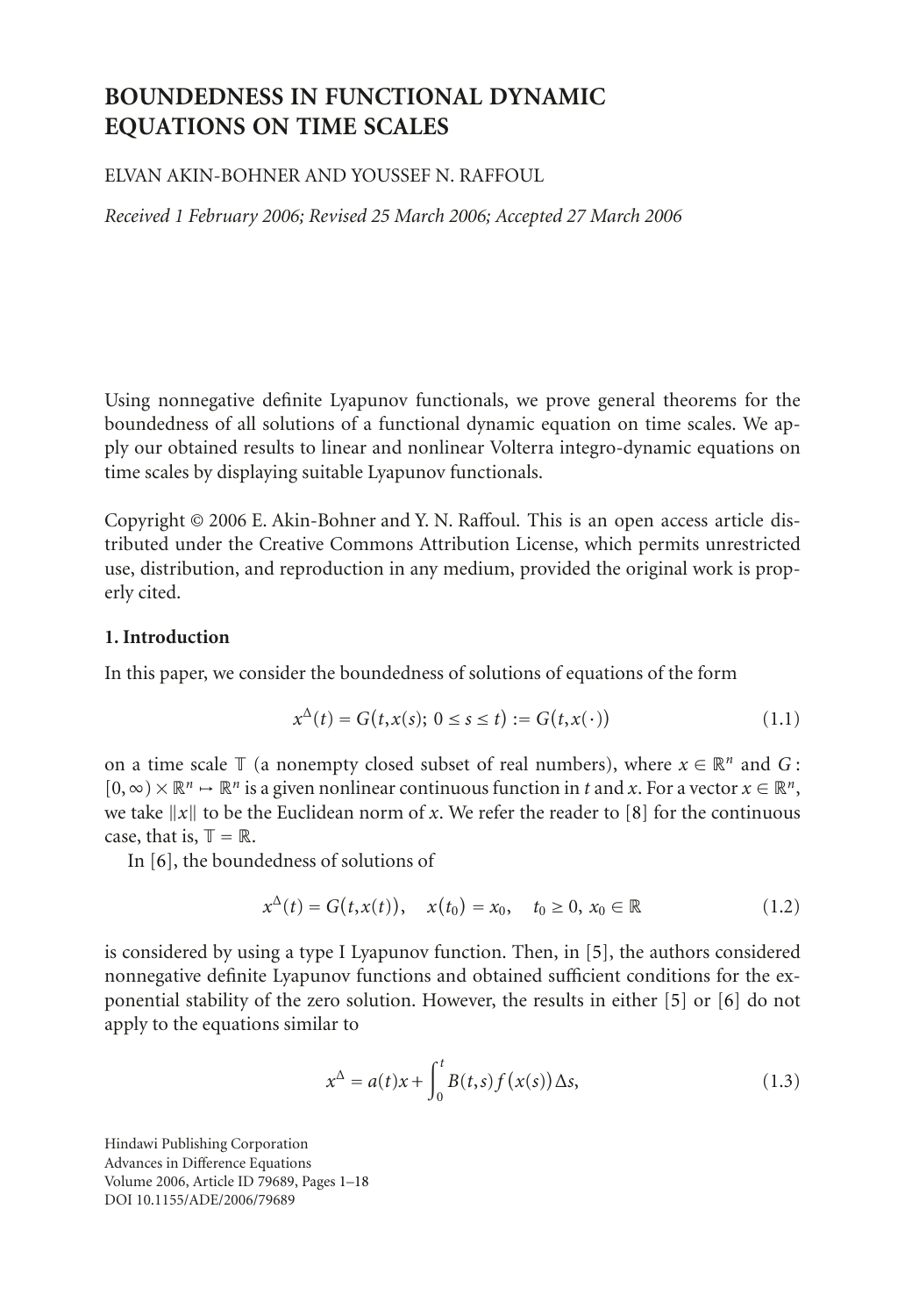# BOUNDEDNESS IN FUNCTIONAL DYNAMIC EQUATIONS ON TIME SCALES

ELVAN AKIN-BOHNER AND YOUSSEF N. RAFFOUL

*Received 1 February 2006; Revised 25 March 2006; Accepted 27 March 2006*

Using nonnegative definite Lyapunov functionals, we prove general theorems for the boundedness of all solutions of a functional dynamic equation on time scales. We apply our obtained results to linear and nonlinear Volterra integro-dynamic equations on time scales by displaying suitable Lyapunov functionals.

Copyright © 2006 E. Akin-Bohner and Y. N. Raffoul. This is an open access article distributed under the Creative Commons Attribution License, which permits unrestricted use, distribution, and reproduction in any medium, provided the original work is properly cited.

## 1. Introduction

In this paper, we consider the boundedness of solutions of equations of the form

$$x^{\Delta}(t) = G\big(t, x(s);\, 0 \le s \le t\big) := G\big(t, x(\cdot)\big) \tag{1.1}$$

on a time scale $\mathbb{T}$ (a nonempty closed subset of real numbers), where $x \in \mathbb{R}^n$ and $G : [0,\infty) \times \mathbb{R}^n \mapsto \mathbb{R}^n$ is a given nonlinear continuous function in $t$ and $x$. For a vector $x \in \mathbb{R}^n$, we take $\|x\|$ to be the Euclidean norm of $x$. We refer the reader to [8] for the continuous case, that is, $\mathbb{T} = \mathbb{R}$.

In [6], the boundedness of solutions of

$$x^{\Delta}(t) = G\big(t, x(t)\big), \quad x\big(t_0\big) = x_0, \quad t_0 \ge 0,\ x_0 \in \mathbb{R} \tag{1.2}$$

is considered by using a type I Lyapunov function. Then, in [5], the authors considered nonnegative definite Lyapunov functions and obtained sufficient conditions for the exponential stability of the zero solution. However, the results in either [5] or [6] do not apply to the equations similar to

$$x^{\Delta} = a(t)x + \int_0^t B(t,s) f\big(x(s)\big)\Delta s, \tag{1.3}$$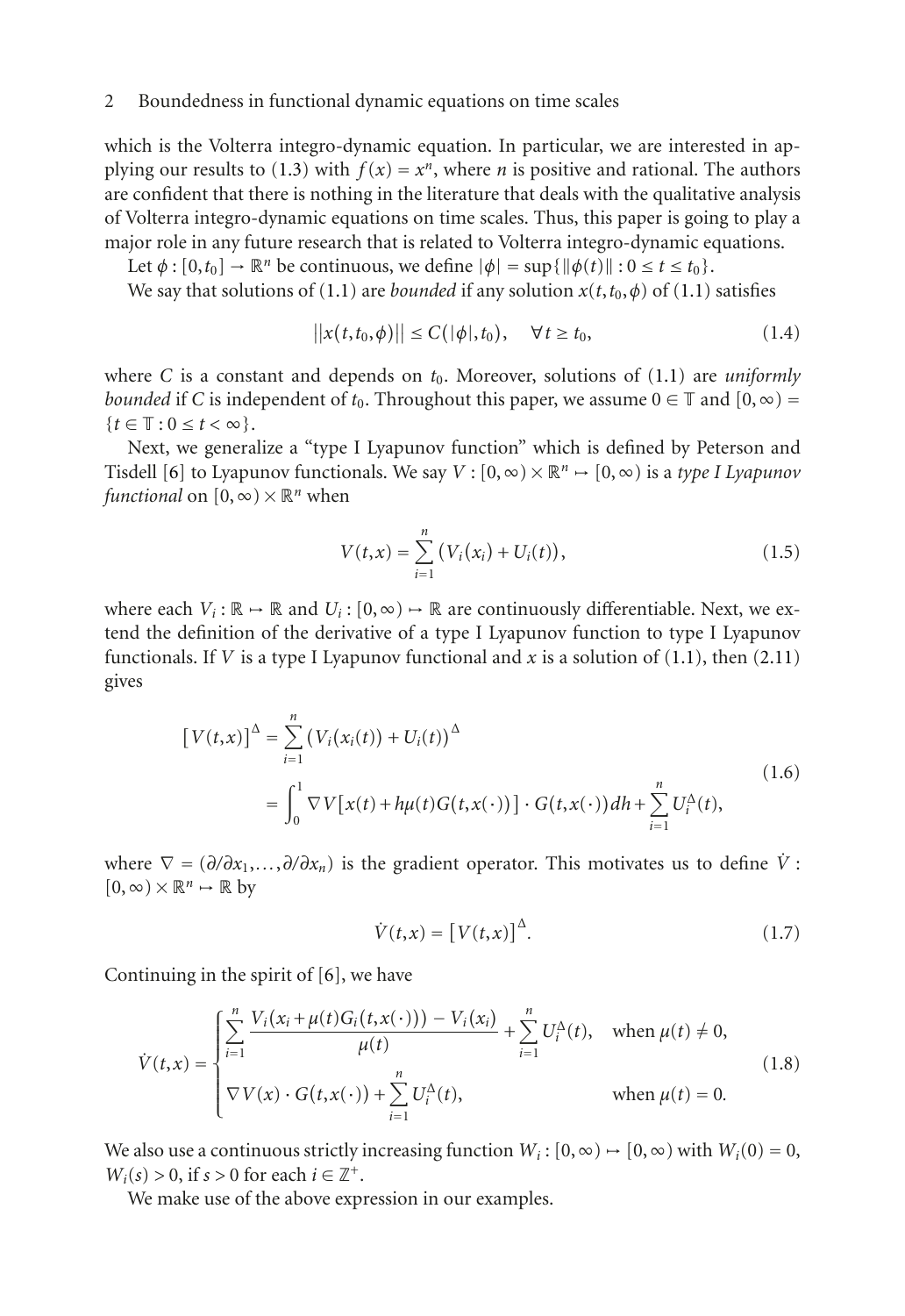which is the Volterra integro-dynamic equation. In particular, we are interested in applying our results to (1.3) with $f(x) = x^n$, where $n$ is positive and rational. The authors are confident that there is nothing in the literature that deals with the qualitative analysis of Volterra integro-dynamic equations on time scales. Thus, this paper is going to play a major role in any future research that is related to Volterra integro-dynamic equations.

Let $\phi : [0,t_0] \to \mathbb{R}^n$ be continuous, we define $|\phi| = \sup\{\|\phi(t)\| : 0 \le t \le t_0\}$.

We say that solutions of (1.1) are *bounded* if any solution $x(t,t_0,\phi)$ of (1.1) satisfies

$$\|x(t,t_0,\phi)\| \le C(|\phi|,t_0), \quad \forall t \ge t_0, \tag{1.4}$$

where $C$ is a constant and depends on $t_0$. Moreover, solutions of (1.1) are *uniformly bounded* if $C$ is independent of $t_0$. Throughout this paper, we assume $0 \in \mathbb{T}$ and $[0,\infty) = \{t \in \mathbb{T} : 0 \le t < \infty\}$.

Next, we generalize a "type I Lyapunov function" which is defined by Peterson and Tisdell [6] to Lyapunov functionals. We say $V : [0,\infty) \times \mathbb{R}^n \mapsto [0,\infty)$ is a *type I Lyapunov functional* on $[0,\infty) \times \mathbb{R}^n$ when

$$V(t,x) = \sum_{i=1}^{n} \big(V_i(x_i) + U_i(t)\big), \tag{1.5}$$

where each $V_i : \mathbb{R} \mapsto \mathbb{R}$ and $U_i : [0,\infty) \mapsto \mathbb{R}$ are continuously differentiable. Next, we extend the definition of the derivative of a type I Lyapunov function to type I Lyapunov functionals. If $V$ is a type I Lyapunov functional and $x$ is a solution of (1.1), then (2.11) gives

$$\begin{aligned} \big[V(t,x)\big]^{\Delta} &= \sum_{i=1}^{n} \big(V_i(x_i(t)) + U_i(t)\big)^{\Delta} \\ &= \int_0^1 \nabla V\big[x(t) + h\mu(t)G(t,x(\cdot))\big] \cdot G(t,x(\cdot))\,dh + \sum_{i=1}^{n} U_i^{\Delta}(t), \end{aligned} \tag{1.6}$$

where $\nabla = (\partial/\partial x_1, \dots, \partial/\partial x_n)$ is the gradient operator. This motivates us to define $\dot{V} : [0,\infty) \times \mathbb{R}^n \mapsto \mathbb{R}$ by

$$\dot{V}(t,x) = \big[V(t,x)\big]^{\Delta}. \tag{1.7}$$

Continuing in the spirit of [6], we have

$$\dot{V}(t,x) = \begin{cases} \displaystyle\sum_{i=1}^{n} \frac{V_i(x_i + \mu(t)G_i(t,x(\cdot))) - V_i(x_i)}{\mu(t)} + \sum_{i=1}^{n} U_i^{\Delta}(t), & \text{when } \mu(t) \ne 0, \\ \displaystyle\nabla V(x) \cdot G(t,x(\cdot)) + \sum_{i=1}^{n} U_i^{\Delta}(t), & \text{when } \mu(t) = 0. \end{cases} \tag{1.8}$$

We also use a continuous strictly increasing function $W_i : [0,\infty) \mapsto [0,\infty)$ with $W_i(0) = 0$, $W_i(s) > 0$, if $s > 0$ for each $i \in \mathbb{Z}^+$.

We make use of the above expression in our examples.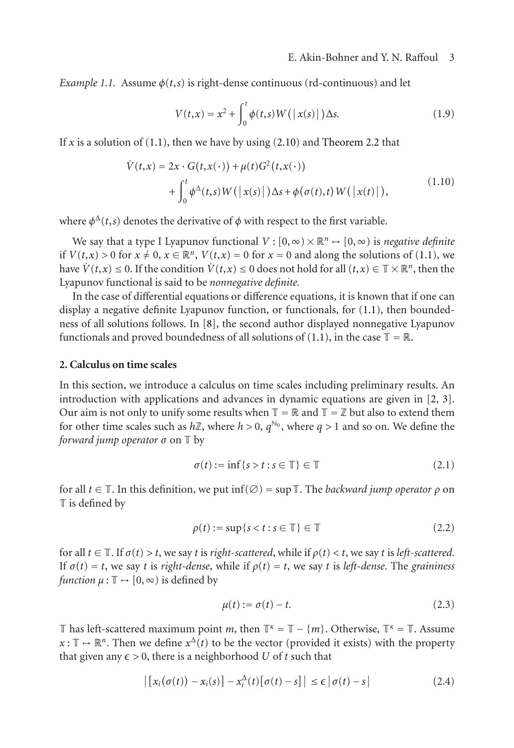*Example 1.1.* Assume $\phi(t,s)$ is right-dense continuous (rd-continuous) and let

$$V(t,x) = x^2 + \int_0^t \phi(t,s) W(|x(s)|)\Delta s. \tag{1.9}$$

If $x$ is a solution of (1.1), then we have by using (2.10) and Theorem 2.2 that

$$\begin{aligned}\dot{V}(t,x) &= 2x \cdot G(t,x(\cdot)) + \mu(t) G^2(t,x(\cdot)) \\ &\quad + \int_0^t \phi^{\Delta}(t,s) W(|x(s)|)\Delta s + \phi(\sigma(t),t) W(|x(t)|),\end{aligned} \tag{1.10}$$

where $\phi^{\Delta}(t,s)$ denotes the derivative of $\phi$ with respect to the first variable.

We say that a type I Lyapunov functional $V : [0,\infty) \times \mathbb{R}^n \mapsto [0,\infty)$ is *negative definite* if $V(t,x) > 0$ for $x \neq 0$, $x \in \mathbb{R}^n$, $V(t,x) = 0$ for $x = 0$ and along the solutions of (1.1), we have $\dot{V}(t,x) \leq 0$. If the condition $\dot{V}(t,x) \leq 0$ does not hold for all $(t,x) \in \mathbb{T} \times \mathbb{R}^n$, then the Lyapunov functional is said to be *nonnegative definite*.

In the case of differential equations or difference equations, it is known that if one can display a negative definite Lyapunov function, or functionals, for (1.1), then boundedness of all solutions follows. In [8], the second author displayed nonnegative Lyapunov functionals and proved boundedness of all solutions of (1.1), in the case $\mathbb{T} = \mathbb{R}$.

## 2. Calculus on time scales

In this section, we introduce a calculus on time scales including preliminary results. An introduction with applications and advances in dynamic equations are given in [2, 3]. Our aim is not only to unify some results when $\mathbb{T} = \mathbb{R}$ and $\mathbb{T} = \mathbb{Z}$ but also to extend them for other time scales such as $h\mathbb{Z}$, where $h > 0$, $q^{\mathbb{N}_0}$, where $q > 1$ and so on. We define the *forward jump operator* $\sigma$ on $\mathbb{T}$ by

$$\sigma(t) := \inf\{s > t : s \in \mathbb{T}\} \in \mathbb{T} \tag{2.1}$$

for all $t \in \mathbb{T}$. In this definition, we put $\inf(\emptyset) = \sup \mathbb{T}$. The *backward jump operator* $\rho$ on $\mathbb{T}$ is defined by

$$\rho(t) := \sup\{s < t : s \in \mathbb{T}\} \in \mathbb{T} \tag{2.2}$$

for all $t \in \mathbb{T}$. If $\sigma(t) > t$, we say $t$ is *right-scattered*, while if $\rho(t) < t$, we say $t$ is *left-scattered*. If $\sigma(t) = t$, we say $t$ is *right-dense*, while if $\rho(t) = t$, we say $t$ is *left-dense*. The *graininess function* $\mu : \mathbb{T} \mapsto [0,\infty)$ is defined by

$$\mu(t) := \sigma(t) - t. \tag{2.3}$$

$\mathbb{T}$ has left-scattered maximum point $m$, then $\mathbb{T}^{\kappa} = \mathbb{T} - \{m\}$. Otherwise, $\mathbb{T}^{\kappa} = \mathbb{T}$. Assume $x : \mathbb{T} \mapsto \mathbb{R}^n$. Then we define $x^{\Delta}(t)$ to be the vector (provided it exists) with the property that given any $\epsilon > 0$, there is a neighborhood $U$ of $t$ such that

$$\left| [x_i(\sigma(t)) - x_i(s)] - x_i^{\Delta}(t)[\sigma(t) - s] \right| \leq \epsilon |\sigma(t) - s| \tag{2.4}$$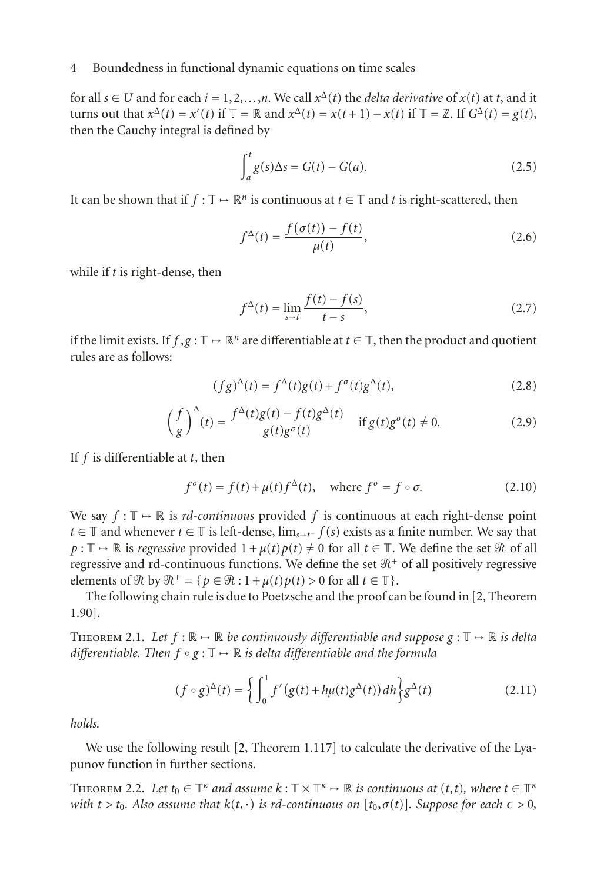for all $s \in U$ and for each $i = 1, 2, \ldots, n$. We call $x^{\Delta}(t)$ the *delta derivative* of $x(t)$ at $t$, and it turns out that $x^{\Delta}(t) = x'(t)$ if $\mathbb{T} = \mathbb{R}$ and $x^{\Delta}(t) = x(t+1) - x(t)$ if $\mathbb{T} = \mathbb{Z}$. If $G^{\Delta}(t) = g(t)$, then the Cauchy integral is defined by

$$\int_a^t g(s)\Delta s = G(t) - G(a). \tag{2.5}$$

It can be shown that if $f : \mathbb{T} \mapsto \mathbb{R}^n$ is continuous at $t \in \mathbb{T}$ and $t$ is right-scattered, then

$$f^{\Delta}(t) = \frac{f(\sigma(t)) - f(t)}{\mu(t)}, \tag{2.6}$$

while if $t$ is right-dense, then

$$f^{\Delta}(t) = \lim_{s \to t} \frac{f(t) - f(s)}{t - s}, \tag{2.7}$$

if the limit exists. If $f, g : \mathbb{T} \mapsto \mathbb{R}^n$ are differentiable at $t \in \mathbb{T}$, then the product and quotient rules are as follows:

$$(fg)^{\Delta}(t) = f^{\Delta}(t)g(t) + f^{\sigma}(t)g^{\Delta}(t), \tag{2.8}$$

$$\left(\frac{f}{g}\right)^{\Delta}(t) = \frac{f^{\Delta}(t)g(t) - f(t)g^{\Delta}(t)}{g(t)g^{\sigma}(t)} \quad \text{if } g(t)g^{\sigma}(t) \neq 0. \tag{2.9}$$

If $f$ is differentiable at $t$, then

$$f^{\sigma}(t) = f(t) + \mu(t)f^{\Delta}(t), \quad \text{where } f^{\sigma} = f \circ \sigma. \tag{2.10}$$

We say $f : \mathbb{T} \mapsto \mathbb{R}$ is *rd-continuous* provided $f$ is continuous at each right-dense point $t \in \mathbb{T}$ and whenever $t \in \mathbb{T}$ is left-dense, $\lim_{s \to t^-} f(s)$ exists as a finite number. We say that $p : \mathbb{T} \mapsto \mathbb{R}$ is *regressive* provided $1 + \mu(t)p(t) \neq 0$ for all $t \in \mathbb{T}$. We define the set $\mathcal{R}$ of all regressive and rd-continuous functions. We define the set $\mathcal{R}^+$ of all positively regressive elements of $\mathcal{R}$ by $\mathcal{R}^+ = \{p \in \mathcal{R} : 1 + \mu(t)p(t) > 0 \text{ for all } t \in \mathbb{T}\}$.

The following chain rule is due to Poetzsche and the proof can be found in [2, Theorem 1.90].

Theorem 2.1. *Let $f : \mathbb{R} \mapsto \mathbb{R}$ be continuously differentiable and suppose $g : \mathbb{T} \mapsto \mathbb{R}$ is delta differentiable. Then $f \circ g : \mathbb{T} \mapsto \mathbb{R}$ is delta differentiable and the formula*

$$(f \circ g)^{\Delta}(t) = \left\{ \int_0^1 f'\big(g(t) + h\mu(t)g^{\Delta}(t)\big)\, dh \right\} g^{\Delta}(t) \tag{2.11}$$

*holds.*

We use the following result [2, Theorem 1.117] to calculate the derivative of the Lyapunov function in further sections.

Theorem 2.2. *Let $t_0 \in \mathbb{T}^{\kappa}$ and assume $k : \mathbb{T} \times \mathbb{T}^{\kappa} \mapsto \mathbb{R}$ is continuous at $(t, t)$, where $t \in \mathbb{T}^{\kappa}$ with $t > t_0$. Also assume that $k(t, \cdot)$ is rd-continuous on $[t_0, \sigma(t)]$. Suppose for each $\epsilon > 0$,*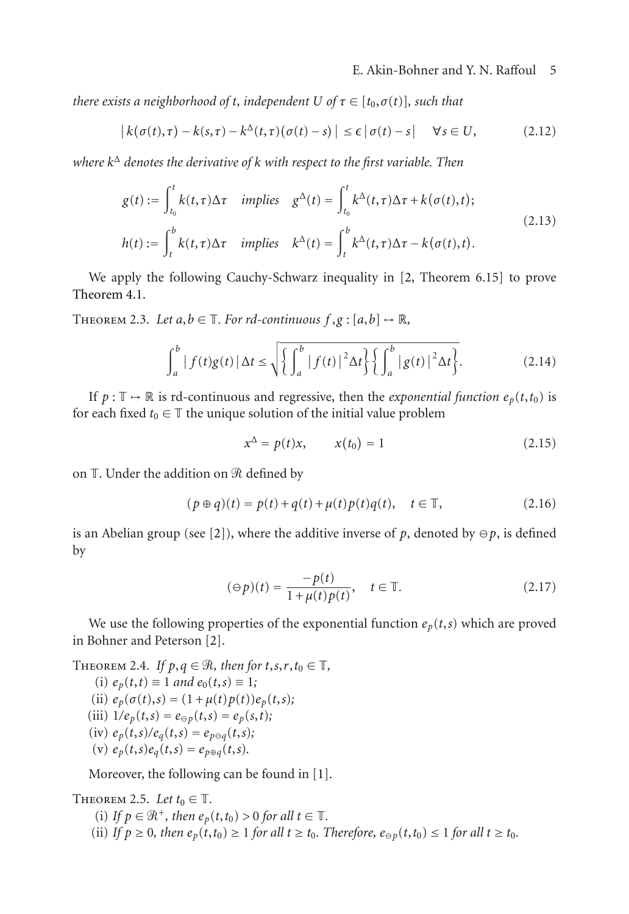*there exists a neighborhood of t, independent U of $\tau \in [t_0, \sigma(t)]$, such that*

$$
\left| k(\sigma(t),\tau) - k(s,\tau) - k^{\Delta}(t,\tau)(\sigma(t)-s) \right| \le \epsilon \left| \sigma(t) - s \right| \quad \forall s \in U, \tag{2.12}
$$

*where $k^{\Delta}$ denotes the derivative of k with respect to the first variable. Then*

$$
\begin{aligned}
g(t) &:= \int_{t_0}^{t} k(t,\tau)\Delta\tau \quad \text{implies} \quad g^{\Delta}(t) = \int_{t_0}^{t} k^{\Delta}(t,\tau)\Delta\tau + k(\sigma(t),t); \\
h(t) &:= \int_{t}^{b} k(t,\tau)\Delta\tau \quad \text{implies} \quad k^{\Delta}(t) = \int_{t}^{b} k^{\Delta}(t,\tau)\Delta\tau - k(\sigma(t),t).
\end{aligned} \tag{2.13}
$$

We apply the following Cauchy-Schwarz inequality in [2, Theorem 6.15] to prove Theorem 4.1.

Theorem 2.3. *Let $a, b \in \mathbb{T}$. For rd-continuous $f, g : [a,b] \mapsto \mathbb{R}$,*

$$
\int_a^b \left| f(t)g(t) \right| \Delta t \le \sqrt{\left\{ \int_a^b \left| f(t) \right|^2 \Delta t \right\} \left\{ \int_a^b \left| g(t) \right|^2 \Delta t \right\}}. \tag{2.14}
$$

If $p : \mathbb{T} \mapsto \mathbb{R}$ is rd-continuous and regressive, then the *exponential function* $e_p(t,t_0)$ is for each fixed $t_0 \in \mathbb{T}$ the unique solution of the initial value problem

$$
x^{\Delta} = p(t)x, \qquad x(t_0) = 1 \tag{2.15}
$$

on $\mathbb{T}$. Under the addition on $\mathcal{R}$ defined by

$$
(p \oplus q)(t) = p(t) + q(t) + \mu(t)p(t)q(t), \quad t \in \mathbb{T}, \tag{2.16}
$$

is an Abelian group (see [2]), where the additive inverse of $p$, denoted by $\ominus p$, is defined by

$$
(\ominus p)(t) = \frac{-p(t)}{1 + \mu(t)p(t)}, \quad t \in \mathbb{T}. \tag{2.17}
$$

We use the following properties of the exponential function $e_p(t,s)$ which are proved in Bohner and Peterson [2].

Theorem 2.4. *If $p, q \in \mathcal{R}$, then for $t, s, r, t_0 \in \mathbb{T}$,*

(i) $e_p(t,t) \equiv 1$ *and* $e_0(t,s) \equiv 1$;
(ii) $e_p(\sigma(t),s) = (1 + \mu(t)p(t))e_p(t,s)$;
(iii) $1/e_p(t,s) = e_{\ominus p}(t,s) = e_p(s,t)$;
(iv) $e_p(t,s)/e_q(t,s) = e_{p \ominus q}(t,s)$;
(v) $e_p(t,s)e_q(t,s) = e_{p \oplus q}(t,s)$.

Moreover, the following can be found in [1].

Theorem 2.5. *Let $t_0 \in \mathbb{T}$.*

(i) *If $p \in \mathcal{R}^+$, then $e_p(t,t_0) > 0$ for all $t \in \mathbb{T}$.*
(ii) *If $p \ge 0$, then $e_p(t,t_0) \ge 1$ for all $t \ge t_0$. Therefore, $e_{\ominus p}(t,t_0) \le 1$ for all $t \ge t_0$.*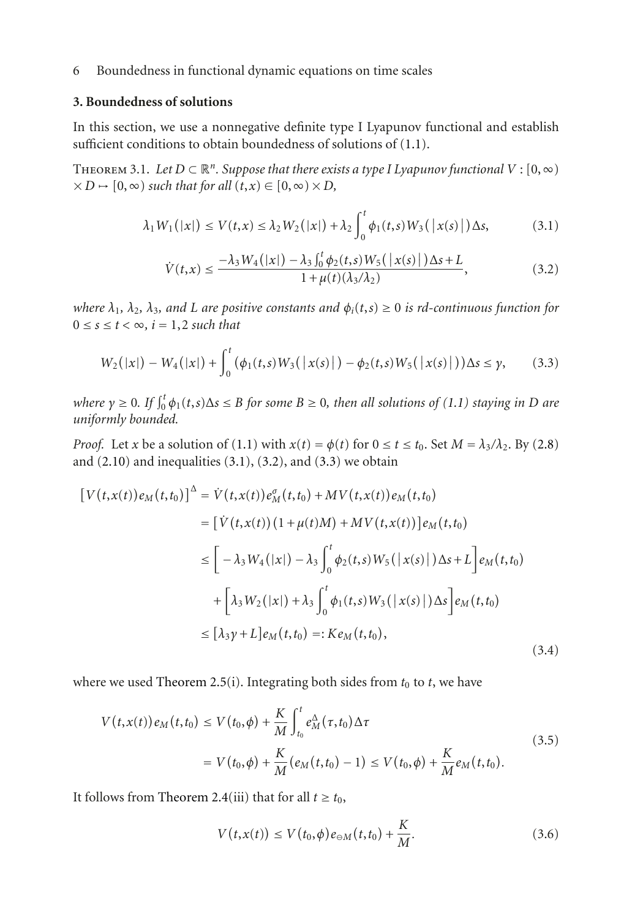## 3. Boundedness of solutions

In this section, we use a nonnegative definite type I Lyapunov functional and establish sufficient conditions to obtain boundedness of solutions of (1.1).

**Theorem 3.1.** *Let $D \subset \mathbb{R}^n$. Suppose that there exists a type I Lyapunov functional $V : [0,\infty) \times D \mapsto [0,\infty)$ such that for all $(t,x) \in [0,\infty) \times D$,*

$$\lambda_1 W_1(|x|) \leq V(t,x) \leq \lambda_2 W_2(|x|) + \lambda_2 \int_0^t \phi_1(t,s) W_3(|x(s)|)\Delta s, \tag{3.1}$$

$$\dot{V}(t,x) \leq \frac{-\lambda_3 W_4(|x|) - \lambda_3 \int_0^t \phi_2(t,s) W_5(|x(s)|)\Delta s + L}{1 + \mu(t)(\lambda_3/\lambda_2)}, \tag{3.2}$$

*where $\lambda_1$, $\lambda_2$, $\lambda_3$, and $L$ are positive constants and $\phi_i(t,s) \geq 0$ is rd-continuous function for $0 \leq s \leq t < \infty$, $i = 1,2$ such that*

$$W_2(|x|) - W_4(|x|) + \int_0^t \left(\phi_1(t,s) W_3(|x(s)|) - \phi_2(t,s) W_5(|x(s)|)\right)\Delta s \leq \gamma, \tag{3.3}$$

*where $\gamma \geq 0$. If $\int_0^t \phi_1(t,s)\Delta s \leq B$ for some $B \geq 0$, then all solutions of (1.1) staying in $D$ are uniformly bounded.*

*Proof.* Let $x$ be a solution of (1.1) with $x(t) = \phi(t)$ for $0 \leq t \leq t_0$. Set $M = \lambda_3/\lambda_2$. By (2.8) and (2.10) and inequalities (3.1), (3.2), and (3.3) we obtain

$$\begin{aligned}
\left[V(t,x(t))e_M(t,t_0)\right]^{\Delta} &= \dot{V}(t,x(t))e_M^{\sigma}(t,t_0) + MV(t,x(t))e_M(t,t_0) \\
&= \left[\dot{V}(t,x(t))\left(1+\mu(t)M\right) + MV(t,x(t))\right]e_M(t,t_0) \\
&\leq \left[-\lambda_3 W_4(|x|) - \lambda_3 \int_0^t \phi_2(t,s) W_5(|x(s)|)\Delta s + L\right]e_M(t,t_0) \\
&\quad + \left[\lambda_3 W_2(|x|) + \lambda_3 \int_0^t \phi_1(t,s) W_3(|x(s)|)\Delta s\right]e_M(t,t_0) \\
&\leq \left[\lambda_3\gamma + L\right]e_M(t,t_0) =: Ke_M(t,t_0),
\end{aligned} \tag{3.4}$$

where we used Theorem 2.5(i). Integrating both sides from $t_0$ to $t$, we have

$$\begin{aligned}
V(t,x(t))e_M(t,t_0) &\leq V(t_0,\phi) + \frac{K}{M}\int_{t_0}^t e_M^{\Delta}(\tau,t_0)\Delta\tau \\
&= V(t_0,\phi) + \frac{K}{M}\left(e_M(t,t_0) - 1\right) \leq V(t_0,\phi) + \frac{K}{M}e_M(t,t_0).
\end{aligned} \tag{3.5}$$

It follows from Theorem 2.4(iii) that for all $t \geq t_0$,

$$V(t,x(t)) \leq V(t_0,\phi)e_{\ominus M}(t,t_0) + \frac{K}{M}. \tag{3.6}$$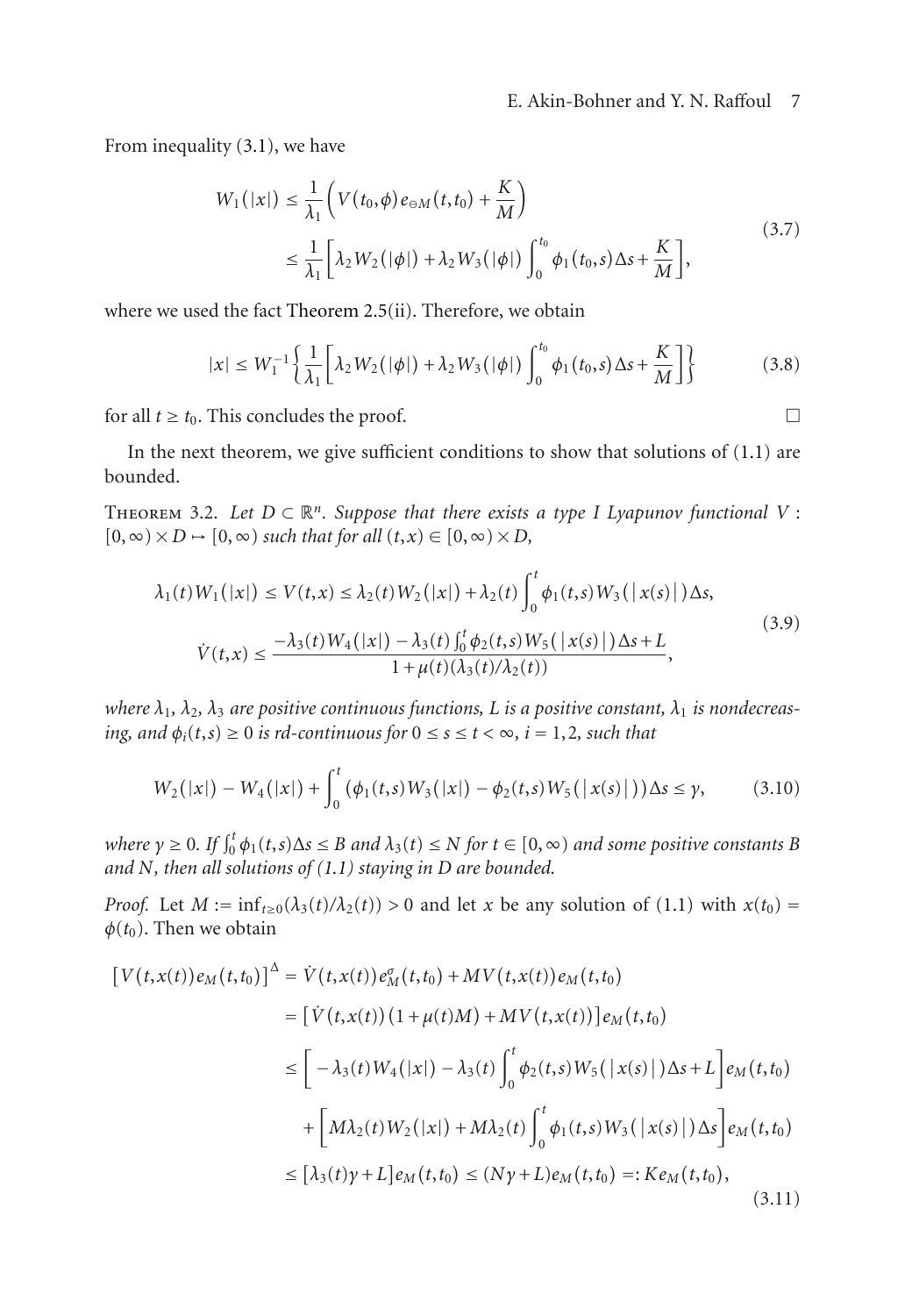From inequality (3.1), we have

$$
\begin{aligned}
W_1(|x|) &\leq \frac{1}{\lambda_1}\left(V(t_0,\phi)e_{\ominus M}(t,t_0)+\frac{K}{M}\right)\\
&\leq \frac{1}{\lambda_1}\left[\lambda_2 W_2(|\phi|)+\lambda_2 W_3(|\phi|)\int_0^{t_0}\phi_1(t_0,s)\Delta s+\frac{K}{M}\right],
\end{aligned}
\tag{3.7}
$$

where we used the fact Theorem 2.5(ii). Therefore, we obtain

$$
|x| \leq W_1^{-1}\left\{\frac{1}{\lambda_1}\left[\lambda_2 W_2(|\phi|)+\lambda_2 W_3(|\phi|)\int_0^{t_0}\phi_1(t_0,s)\Delta s+\frac{K}{M}\right]\right\}
\tag{3.8}
$$

for all $t \geq t_0$. This concludes the proof. □

In the next theorem, we give sufficient conditions to show that solutions of (1.1) are bounded.

Theorem 3.2. *Let $D \subset \mathbb{R}^n$. Suppose that there exists a type I Lyapunov functional $V : [0,\infty)\times D \mapsto [0,\infty)$ such that for all $(t,x) \in [0,\infty)\times D$,*

$$
\begin{gathered}
\lambda_1(t)W_1(|x|) \leq V(t,x) \leq \lambda_2(t)W_2(|x|)+\lambda_2(t)\int_0^t \phi_1(t,s)W_3(|x(s)|)\Delta s,\\
\dot{V}(t,x) \leq \frac{-\lambda_3(t)W_4(|x|)-\lambda_3(t)\int_0^t\phi_2(t,s)W_5(|x(s)|)\Delta s+L}{1+\mu(t)(\lambda_3(t)/\lambda_2(t))},
\end{gathered}
\tag{3.9}
$$

*where $\lambda_1$, $\lambda_2$, $\lambda_3$ are positive continuous functions, $L$ is a positive constant, $\lambda_1$ is nondecreasing, and $\phi_i(t,s) \geq 0$ is rd-continuous for $0 \leq s \leq t < \infty$, $i = 1,2$, such that*

$$
W_2(|x|)-W_4(|x|)+\int_0^t\left(\phi_1(t,s)W_3(|x|)-\phi_2(t,s)W_5(|x(s)|)\right)\Delta s \leq \gamma,
\tag{3.10}
$$

*where $\gamma \geq 0$. If $\int_0^t \phi_1(t,s)\Delta s \leq B$ and $\lambda_3(t) \leq N$ for $t \in [0,\infty)$ and some positive constants $B$ and $N$, then all solutions of (1.1) staying in $D$ are bounded.*

*Proof.* Let $M := \inf_{t\geq 0}(\lambda_3(t)/\lambda_2(t)) > 0$ and let $x$ be any solution of (1.1) with $x(t_0) = \phi(t_0)$. Then we obtain

$$
\begin{aligned}
\left[V(t,x(t))e_M(t,t_0)\right]^{\Delta} &= \dot{V}(t,x(t))e_M^{\sigma}(t,t_0)+MV(t,x(t))e_M(t,t_0)\\
&= \left[\dot{V}(t,x(t))(1+\mu(t)M)+MV(t,x(t))\right]e_M(t,t_0)\\
&\leq \left[-\lambda_3(t)W_4(|x|)-\lambda_3(t)\int_0^t\phi_2(t,s)W_5(|x(s)|)\Delta s+L\right]e_M(t,t_0)\\
&\quad+\left[M\lambda_2(t)W_2(|x|)+M\lambda_2(t)\int_0^t\phi_1(t,s)W_3(|x(s)|)\Delta s\right]e_M(t,t_0)\\
&\leq \left[\lambda_3(t)\gamma+L\right]e_M(t,t_0) \leq (N\gamma+L)e_M(t,t_0) =: Ke_M(t,t_0),
\end{aligned}
\tag{3.11}
$$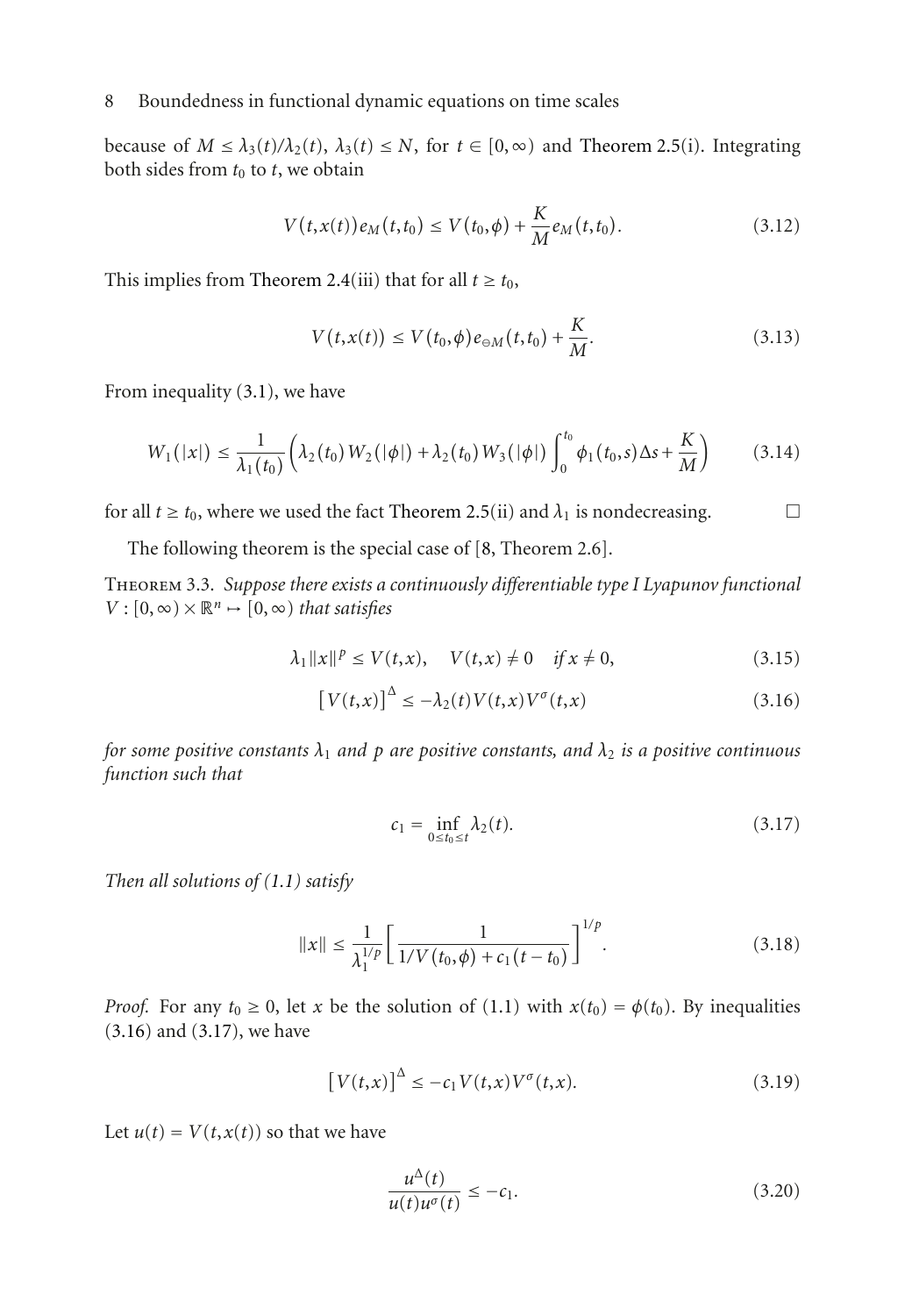because of $M \leq \lambda_3(t)/\lambda_2(t)$, $\lambda_3(t) \leq N$, for $t \in [0,\infty)$ and Theorem 2.5(i). Integrating both sides from $t_0$ to $t$, we obtain

$$V(t,x(t))e_M(t,t_0) \leq V(t_0,\phi) + \frac{K}{M}e_M(t,t_0). \tag{3.12}$$

This implies from Theorem 2.4(iii) that for all $t \geq t_0$,

$$V(t,x(t)) \leq V(t_0,\phi)e_{\ominus M}(t,t_0) + \frac{K}{M}. \tag{3.13}$$

From inequality (3.1), we have

$$W_1(|x|) \leq \frac{1}{\lambda_1(t_0)}\left(\lambda_2(t_0)W_2(|\phi|) + \lambda_2(t_0)W_3(|\phi|)\int_0^{t_0}\phi_1(t_0,s)\Delta s + \frac{K}{M}\right) \tag{3.14}$$

for all $t \geq t_0$, where we used the fact Theorem 2.5(ii) and $\lambda_1$ is nondecreasing. $\square$

The following theorem is the special case of [8, Theorem 2.6].

**Theorem 3.3.** *Suppose there exists a continuously differentiable type I Lyapunov functional $V : [0,\infty) \times \mathbb{R}^n \mapsto [0,\infty)$ that satisfies*

$$\lambda_1\|x\|^p \leq V(t,x), \quad V(t,x) \neq 0 \quad \text{if } x \neq 0, \tag{3.15}$$

$$[V(t,x)]^{\Delta} \leq -\lambda_2(t)V(t,x)V^{\sigma}(t,x) \tag{3.16}$$

*for some positive constants $\lambda_1$ and $p$ are positive constants, and $\lambda_2$ is a positive continuous function such that*

$$c_1 = \inf_{0 \leq t_0 \leq t}\lambda_2(t). \tag{3.17}$$

*Then all solutions of (1.1) satisfy*

$$\|x\| \leq \frac{1}{\lambda_1^{1/p}}\left[\frac{1}{1/V(t_0,\phi) + c_1(t-t_0)}\right]^{1/p}. \tag{3.18}$$

*Proof.* For any $t_0 \geq 0$, let $x$ be the solution of (1.1) with $x(t_0) = \phi(t_0)$. By inequalities (3.16) and (3.17), we have

$$[V(t,x)]^{\Delta} \leq -c_1V(t,x)V^{\sigma}(t,x). \tag{3.19}$$

Let $u(t) = V(t,x(t))$ so that we have

$$\frac{u^{\Delta}(t)}{u(t)u^{\sigma}(t)} \leq -c_1. \tag{3.20}$$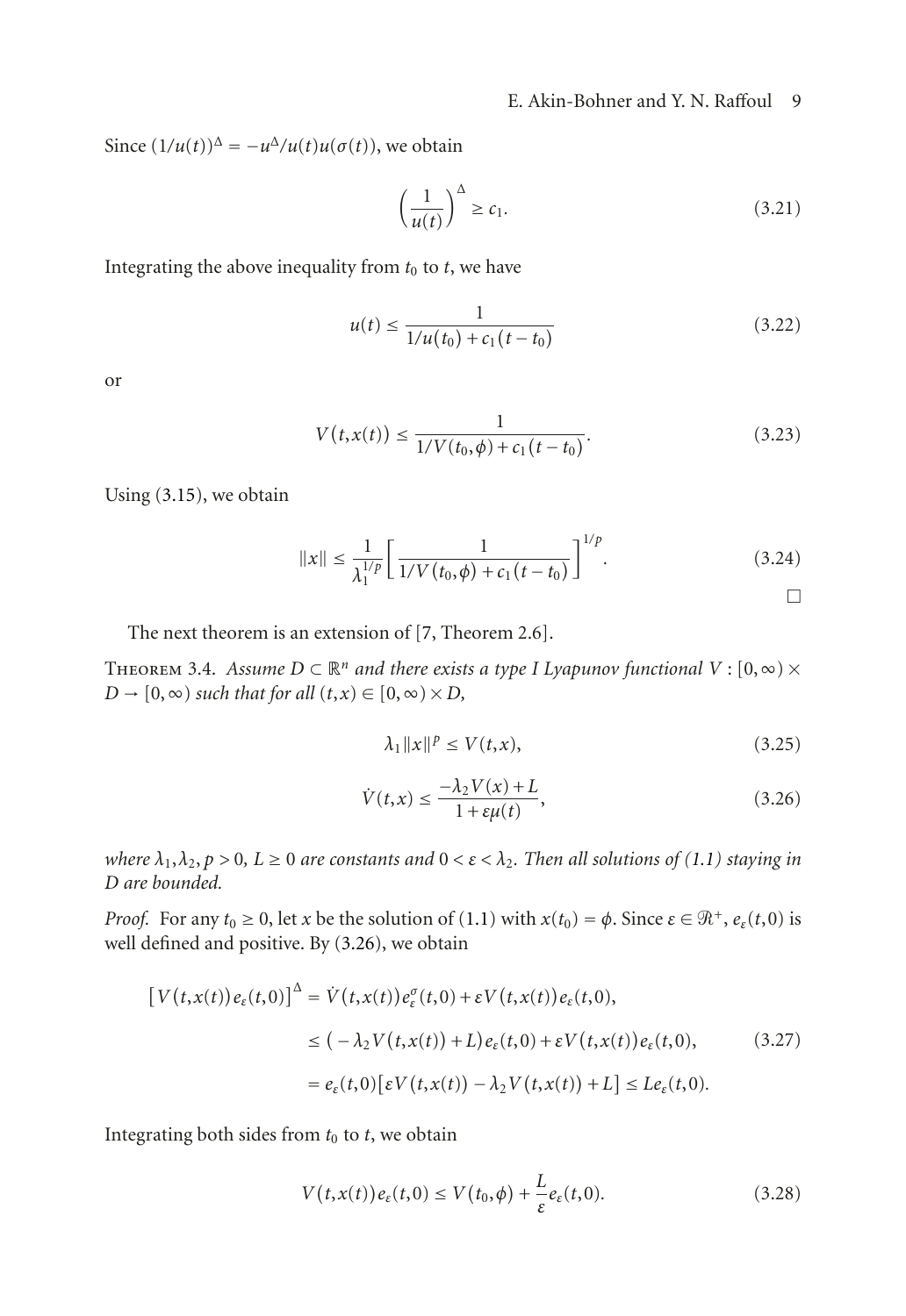Since $(1/u(t))^{\Delta} = -u^{\Delta}/u(t)u(\sigma(t))$, we obtain

$$\left(\frac{1}{u(t)}\right)^{\Delta} \geq c_1. \tag{3.21}$$

Integrating the above inequality from $t_0$ to $t$, we have

$$u(t) \leq \frac{1}{1/u(t_0) + c_1(t - t_0)} \tag{3.22}$$

or

$$V(t, x(t)) \leq \frac{1}{1/V(t_0, \phi) + c_1(t - t_0)}. \tag{3.23}$$

Using (3.15), we obtain

$$\|x\| \leq \frac{1}{\lambda_1^{1/p}} \left[\frac{1}{1/V(t_0, \phi) + c_1(t - t_0)}\right]^{1/p}. \tag{3.24}$$

□

The next theorem is an extension of [7, Theorem 2.6].

**Theorem 3.4.** *Assume $D \subset \mathbb{R}^n$ and there exists a type I Lyapunov functional $V : [0, \infty) \times D \to [0, \infty)$ such that for all $(t, x) \in [0, \infty) \times D$,*

$$\lambda_1 \|x\|^p \leq V(t, x), \tag{3.25}$$

$$\dot{V}(t, x) \leq \frac{-\lambda_2 V(x) + L}{1 + \varepsilon\mu(t)}, \tag{3.26}$$

*where $\lambda_1, \lambda_2, p > 0$, $L \geq 0$ are constants and $0 < \varepsilon < \lambda_2$. Then all solutions of (1.1) staying in $D$ are bounded.*

*Proof.* For any $t_0 \geq 0$, let $x$ be the solution of (1.1) with $x(t_0) = \phi$. Since $\varepsilon \in \mathcal{R}^+$, $e_\varepsilon(t, 0)$ is well defined and positive. By (3.26), we obtain

$$\begin{aligned}
\left[V(t, x(t)) e_\varepsilon(t, 0)\right]^{\Delta} &= \dot{V}(t, x(t)) e_\varepsilon^{\sigma}(t, 0) + \varepsilon V(t, x(t)) e_\varepsilon(t, 0), \\
&\leq \left(-\lambda_2 V(t, x(t)) + L\right) e_\varepsilon(t, 0) + \varepsilon V(t, x(t)) e_\varepsilon(t, 0), \\
&= e_\varepsilon(t, 0)\left[\varepsilon V(t, x(t)) - \lambda_2 V(t, x(t)) + L\right] \leq L e_\varepsilon(t, 0).
\end{aligned} \tag{3.27}$$

Integrating both sides from $t_0$ to $t$, we obtain

$$V(t, x(t)) e_\varepsilon(t, 0) \leq V(t_0, \phi) + \frac{L}{\varepsilon} e_\varepsilon(t, 0). \tag{3.28}$$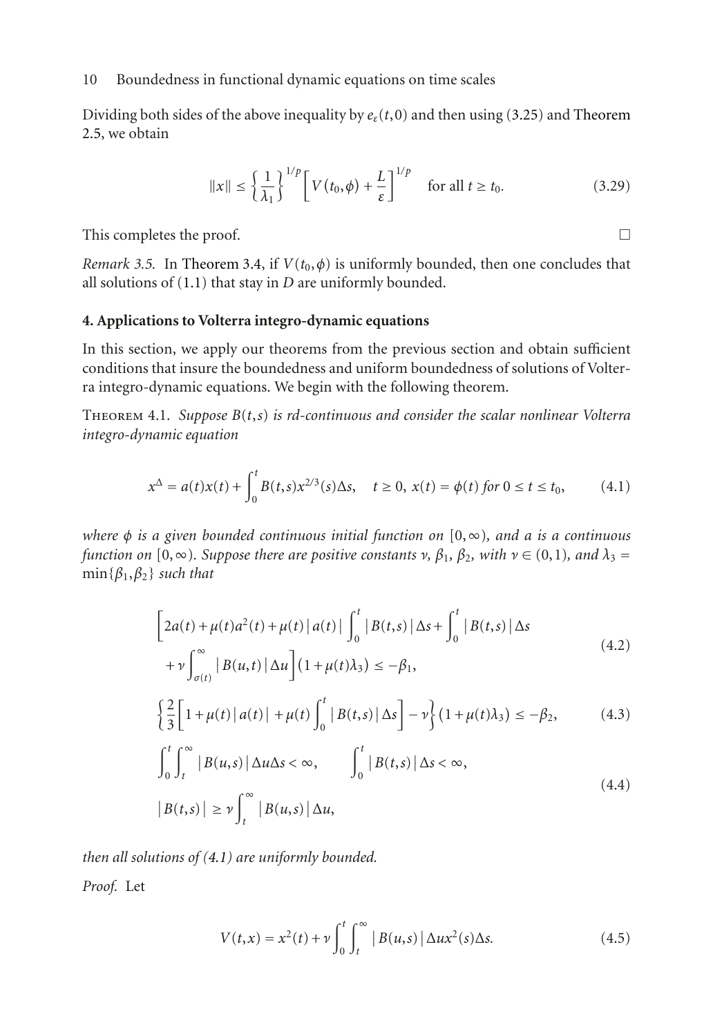Dividing both sides of the above inequality by $e_\varepsilon(t,0)$ and then using (3.25) and Theorem 2.5, we obtain

$$\|x\| \le \left\{\frac{1}{\lambda_1}\right\}^{1/p}\left[V(t_0,\phi)+\frac{L}{\varepsilon}\right]^{1/p} \quad \text{for all } t \ge t_0. \tag{3.29}$$

This completes the proof. $\square$

*Remark 3.5.* In Theorem 3.4, if $V(t_0,\phi)$ is uniformly bounded, then one concludes that all solutions of (1.1) that stay in $D$ are uniformly bounded.

## 4. Applications to Volterra integro-dynamic equations

In this section, we apply our theorems from the previous section and obtain sufficient conditions that insure the boundedness and uniform boundedness of solutions of Volterra integro-dynamic equations. We begin with the following theorem.

Theorem 4.1. *Suppose $B(t,s)$ is rd-continuous and consider the scalar nonlinear Volterra integro-dynamic equation*

$$x^{\Delta} = a(t)x(t) + \int_0^t B(t,s)x^{2/3}(s)\Delta s, \quad t \ge 0,\ x(t)=\phi(t) \text{ for } 0 \le t \le t_0, \tag{4.1}$$

*where $\phi$ is a given bounded continuous initial function on $[0,\infty)$, and $a$ is a continuous function on $[0,\infty)$. Suppose there are positive constants $\nu$, $\beta_1$, $\beta_2$, with $\nu \in (0,1)$, and $\lambda_3 = \min\{\beta_1,\beta_2\}$ such that*

$$\begin{aligned}\Big[2a(t)+\mu(t)a^2(t)+\mu(t)\,|a(t)|\int_0^t |B(t,s)|\,\Delta s+\int_0^t |B(t,s)|\,\Delta s \\ +\nu\int_{\sigma(t)}^{\infty}|B(u,t)|\,\Delta u\Big](1+\mu(t)\lambda_3) \le -\beta_1,\end{aligned} \tag{4.2}$$

$$\left\{\frac{2}{3}\left[1+\mu(t)\,|a(t)|+\mu(t)\int_0^t |B(t,s)|\,\Delta s\right]-\nu\right\}(1+\mu(t)\lambda_3) \le -\beta_2, \tag{4.3}$$

$$\begin{aligned}&\int_0^t\int_t^{\infty}|B(u,s)|\,\Delta u\Delta s<\infty, \qquad \int_0^t |B(t,s)|\,\Delta s<\infty, \\ &|B(t,s)| \ge \nu\int_t^{\infty}|B(u,s)|\,\Delta u,\end{aligned} \tag{4.4}$$

*then all solutions of (4.1) are uniformly bounded.*

*Proof.* Let

$$V(t,x) = x^2(t) + \nu\int_0^t\int_t^{\infty}|B(u,s)|\,\Delta u x^2(s)\Delta s. \tag{4.5}$$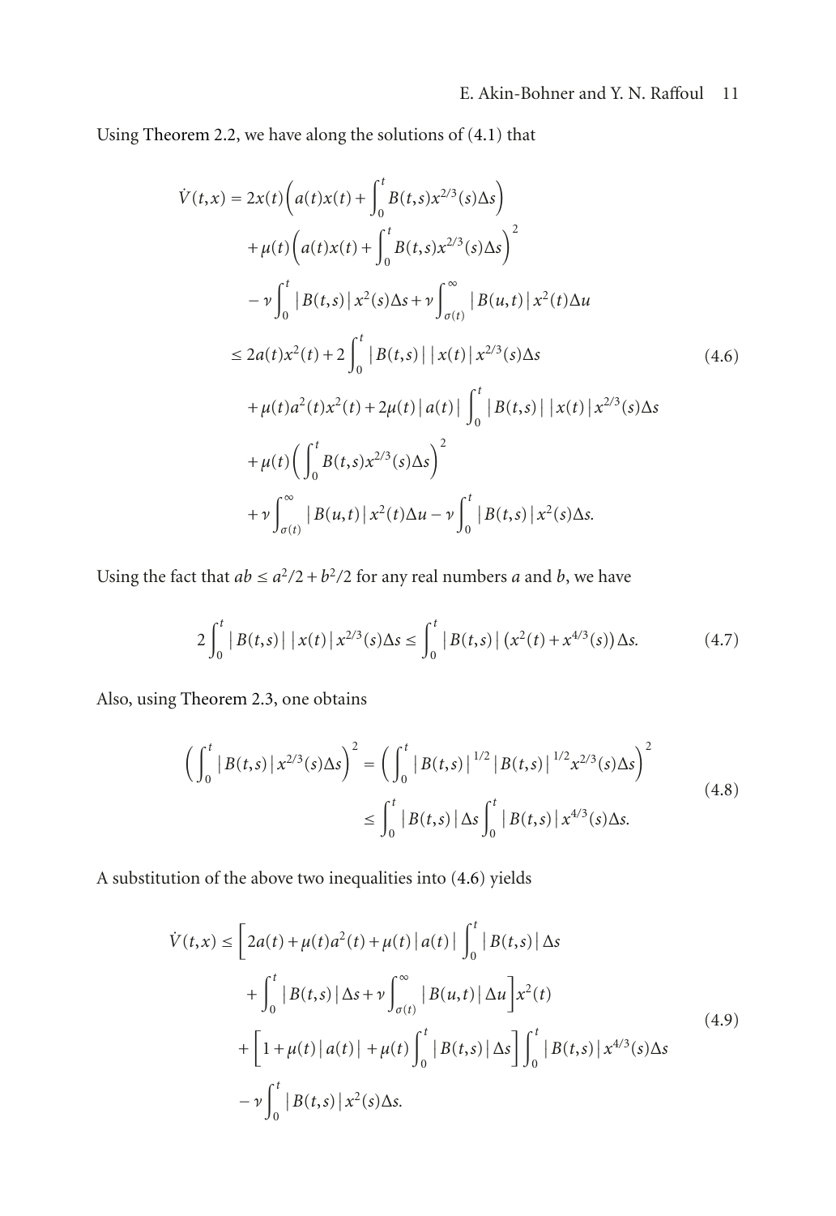Using Theorem 2.2, we have along the solutions of (4.1) that

$$
\begin{aligned}
\dot{V}(t,x) &= 2x(t)\Big(a(t)x(t) + \int_0^t B(t,s)x^{2/3}(s)\Delta s\Big) \\
&\quad + \mu(t)\Big(a(t)x(t) + \int_0^t B(t,s)x^{2/3}(s)\Delta s\Big)^2 \\
&\quad - \nu \int_0^t |B(t,s)|x^2(s)\Delta s + \nu \int_{\sigma(t)}^{\infty} |B(u,t)|x^2(t)\Delta u \\
&\le 2a(t)x^2(t) + 2\int_0^t |B(t,s)|\,|x(t)|x^{2/3}(s)\Delta s \\
&\quad + \mu(t)a^2(t)x^2(t) + 2\mu(t)|a(t)|\int_0^t |B(t,s)|\,|x(t)|x^{2/3}(s)\Delta s \\
&\quad + \mu(t)\Big(\int_0^t B(t,s)x^{2/3}(s)\Delta s\Big)^2 \\
&\quad + \nu \int_{\sigma(t)}^{\infty} |B(u,t)|x^2(t)\Delta u - \nu \int_0^t |B(t,s)|x^2(s)\Delta s.
\end{aligned}
\tag{4.6}
$$

Using the fact that $ab \le a^2/2 + b^2/2$ for any real numbers $a$ and $b$, we have

$$
2\int_0^t |B(t,s)|\,|x(t)|x^{2/3}(s)\Delta s \le \int_0^t |B(t,s)|\big(x^2(t) + x^{4/3}(s)\big)\Delta s. \tag{4.7}
$$

Also, using Theorem 2.3, one obtains

$$
\begin{aligned}
\Big(\int_0^t |B(t,s)|x^{2/3}(s)\Delta s\Big)^2 &= \Big(\int_0^t |B(t,s)|^{1/2}|B(t,s)|^{1/2}x^{2/3}(s)\Delta s\Big)^2 \\
&\le \int_0^t |B(t,s)|\Delta s \int_0^t |B(t,s)|x^{4/3}(s)\Delta s.
\end{aligned}
\tag{4.8}
$$

A substitution of the above two inequalities into (4.6) yields

$$
\begin{aligned}
\dot{V}(t,x) &\le \Big[2a(t) + \mu(t)a^2(t) + \mu(t)|a(t)|\int_0^t |B(t,s)|\Delta s \\
&\quad + \int_0^t |B(t,s)|\Delta s + \nu \int_{\sigma(t)}^{\infty} |B(u,t)|\Delta u\Big]x^2(t) \\
&\quad + \Big[1 + \mu(t)|a(t)| + \mu(t)\int_0^t |B(t,s)|\Delta s\Big]\int_0^t |B(t,s)|x^{4/3}(s)\Delta s \\
&\quad - \nu \int_0^t |B(t,s)|x^2(s)\Delta s.
\end{aligned}
\tag{4.9}
$$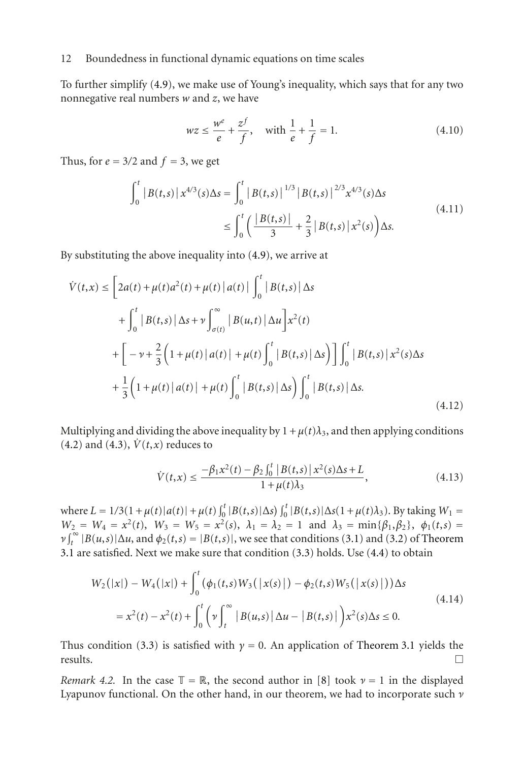To further simplify (4.9), we make use of Young's inequality, which says that for any two nonnegative real numbers $w$ and $z$, we have

$$wz \leq \frac{w^e}{e} + \frac{z^f}{f}, \quad \text{with } \frac{1}{e} + \frac{1}{f} = 1. \tag{4.10}$$

Thus, for $e = 3/2$ and $f = 3$, we get

$$\begin{aligned}\int_0^t |B(t,s)| x^{4/3}(s)\Delta s &= \int_0^t |B(t,s)|^{1/3} |B(t,s)|^{2/3} x^{4/3}(s)\Delta s \\ &\leq \int_0^t \left( \frac{|B(t,s)|}{3} + \frac{2}{3}|B(t,s)| x^2(s)\right)\Delta s.\end{aligned} \tag{4.11}$$

By substituting the above inequality into (4.9), we arrive at

$$\begin{aligned}\dot{V}(t,x) \leq &\bigg[ 2a(t) + \mu(t)a^2(t) + \mu(t)|a(t)| \int_0^t |B(t,s)|\Delta s \\ &+ \int_0^t |B(t,s)|\Delta s + \nu \int_{\sigma(t)}^{\infty} |B(u,t)|\Delta u \bigg] x^2(t) \\ &+ \left[ -\nu + \frac{2}{3}\left( 1 + \mu(t)|a(t)| + \mu(t)\int_0^t |B(t,s)|\Delta s\right)\right] \int_0^t |B(t,s)| x^2(s)\Delta s \\ &+ \frac{1}{3}\left( 1 + \mu(t)|a(t)| + \mu(t)\int_0^t |B(t,s)|\Delta s\right) \int_0^t |B(t,s)|\Delta s.\end{aligned} \tag{4.12}$$

Multiplying and dividing the above inequality by $1 + \mu(t)\lambda_3$, and then applying conditions (4.2) and (4.3), $\dot{V}(t,x)$ reduces to

$$\dot{V}(t,x) \leq \frac{-\beta_1 x^2(t) - \beta_2 \int_0^t |B(t,s)| x^2(s)\Delta s + L}{1 + \mu(t)\lambda_3}, \tag{4.13}$$

where $L = 1/3(1 + \mu(t)|a(t)| + \mu(t)\int_0^t |B(t,s)|\Delta s)\int_0^t |B(t,s)|\Delta s(1 + \mu(t)\lambda_3)$. By taking $W_1 = W_2 = W_4 = x^2(t)$, $W_3 = W_5 = x^2(s)$, $\lambda_1 = \lambda_2 = 1$ and $\lambda_3 = \min\{\beta_1, \beta_2\}$, $\phi_1(t,s) = \nu\int_t^\infty |B(u,s)|\Delta u$, and $\phi_2(t,s) = |B(t,s)|$, we see that conditions (3.1) and (3.2) of Theorem 3.1 are satisfied. Next we make sure that condition (3.3) holds. Use (4.4) to obtain

$$\begin{aligned}W_2(|x|) &- W_4(|x|) + \int_0^t \left(\phi_1(t,s)W_3(|x(s)|) - \phi_2(t,s)W_5(|x(s)|)\right)\Delta s \\ &= x^2(t) - x^2(t) + \int_0^t \left( \nu \int_t^\infty |B(u,s)|\Delta u - |B(t,s)|\right) x^2(s)\Delta s \leq 0.\end{aligned} \tag{4.14}$$

Thus condition (3.3) is satisfied with $\gamma = 0$. An application of Theorem 3.1 yields the results. □

*Remark 4.2.* In the case $\mathbb{T} = \mathbb{R}$, the second author in [8] took $\nu = 1$ in the displayed Lyapunov functional. On the other hand, in our theorem, we had to incorporate such $\nu$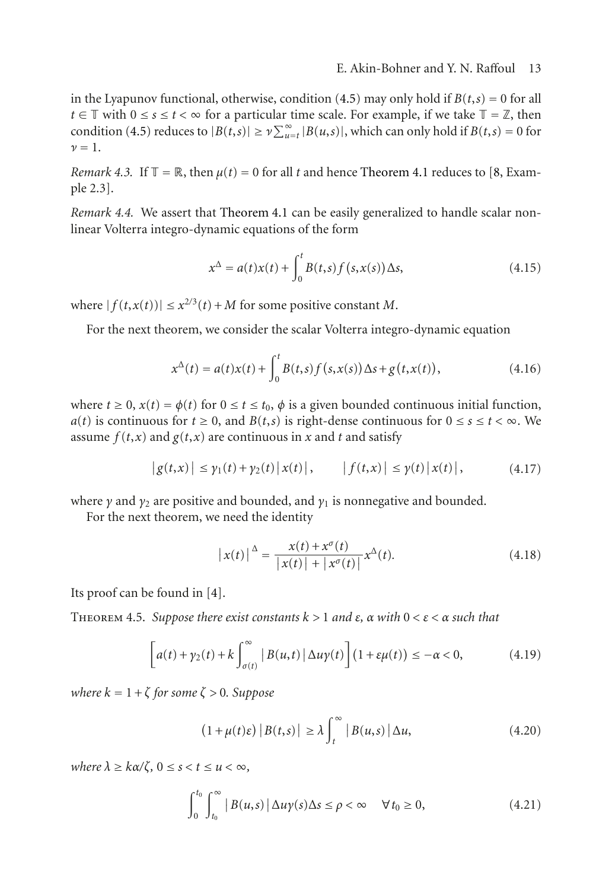in the Lyapunov functional, otherwise, condition (4.5) may only hold if $B(t,s) = 0$ for all $t \in \mathbb{T}$ with $0 \le s \le t < \infty$ for a particular time scale. For example, if we take $\mathbb{T} = \mathbb{Z}$, then condition (4.5) reduces to $|B(t,s)| \ge \nu \sum_{u=t}^{\infty} |B(u,s)|$, which can only hold if $B(t,s) = 0$ for $\nu = 1$.

*Remark 4.3.* If $\mathbb{T} = \mathbb{R}$, then $\mu(t) = 0$ for all $t$ and hence Theorem 4.1 reduces to [8, Example 2.3].

*Remark 4.4.* We assert that Theorem 4.1 can be easily generalized to handle scalar nonlinear Volterra integro-dynamic equations of the form

$$x^{\Delta} = a(t)x(t) + \int_0^t B(t,s) f(s,x(s)) \Delta s, \tag{4.15}$$

where $|f(t,x(t))| \le x^{2/3}(t) + M$ for some positive constant $M$.

For the next theorem, we consider the scalar Volterra integro-dynamic equation

$$x^{\Delta}(t) = a(t)x(t) + \int_0^t B(t,s) f(s,x(s)) \Delta s + g(t,x(t)), \tag{4.16}$$

where $t \ge 0$, $x(t) = \phi(t)$ for $0 \le t \le t_0$, $\phi$ is a given bounded continuous initial function, $a(t)$ is continuous for $t \ge 0$, and $B(t,s)$ is right-dense continuous for $0 \le s \le t < \infty$. We assume $f(t,x)$ and $g(t,x)$ are continuous in $x$ and $t$ and satisfy

$$|g(t,x)| \le \gamma_1(t) + \gamma_2(t)|x(t)|, \qquad |f(t,x)| \le \gamma(t)|x(t)|, \tag{4.17}$$

where $\gamma$ and $\gamma_2$ are positive and bounded, and $\gamma_1$ is nonnegative and bounded.

For the next theorem, we need the identity

$$|x(t)|^{\Delta} = \frac{x(t) + x^{\sigma}(t)}{|x(t)| + |x^{\sigma}(t)|} x^{\Delta}(t). \tag{4.18}$$

Its proof can be found in [4].

Theorem 4.5. *Suppose there exist constants $k > 1$ and $\varepsilon$, $\alpha$ with $0 < \varepsilon < \alpha$ such that*

$$\left[a(t) + \gamma_2(t) + k \int_{\sigma(t)}^{\infty} |B(u,t)| \Delta u \gamma(t)\right] (1 + \varepsilon\mu(t)) \le -\alpha < 0, \tag{4.19}$$

*where $k = 1 + \zeta$ for some $\zeta > 0$. Suppose*

$$(1 + \mu(t)\varepsilon)|B(t,s)| \ge \lambda \int_t^{\infty} |B(u,s)| \Delta u, \tag{4.20}$$

*where $\lambda \ge k\alpha/\zeta$, $0 \le s < t \le u < \infty$,*

$$\int_0^{t_0} \int_{t_0}^{\infty} |B(u,s)| \Delta u \gamma(s) \Delta s \le \rho < \infty \quad \forall t_0 \ge 0, \tag{4.21}$$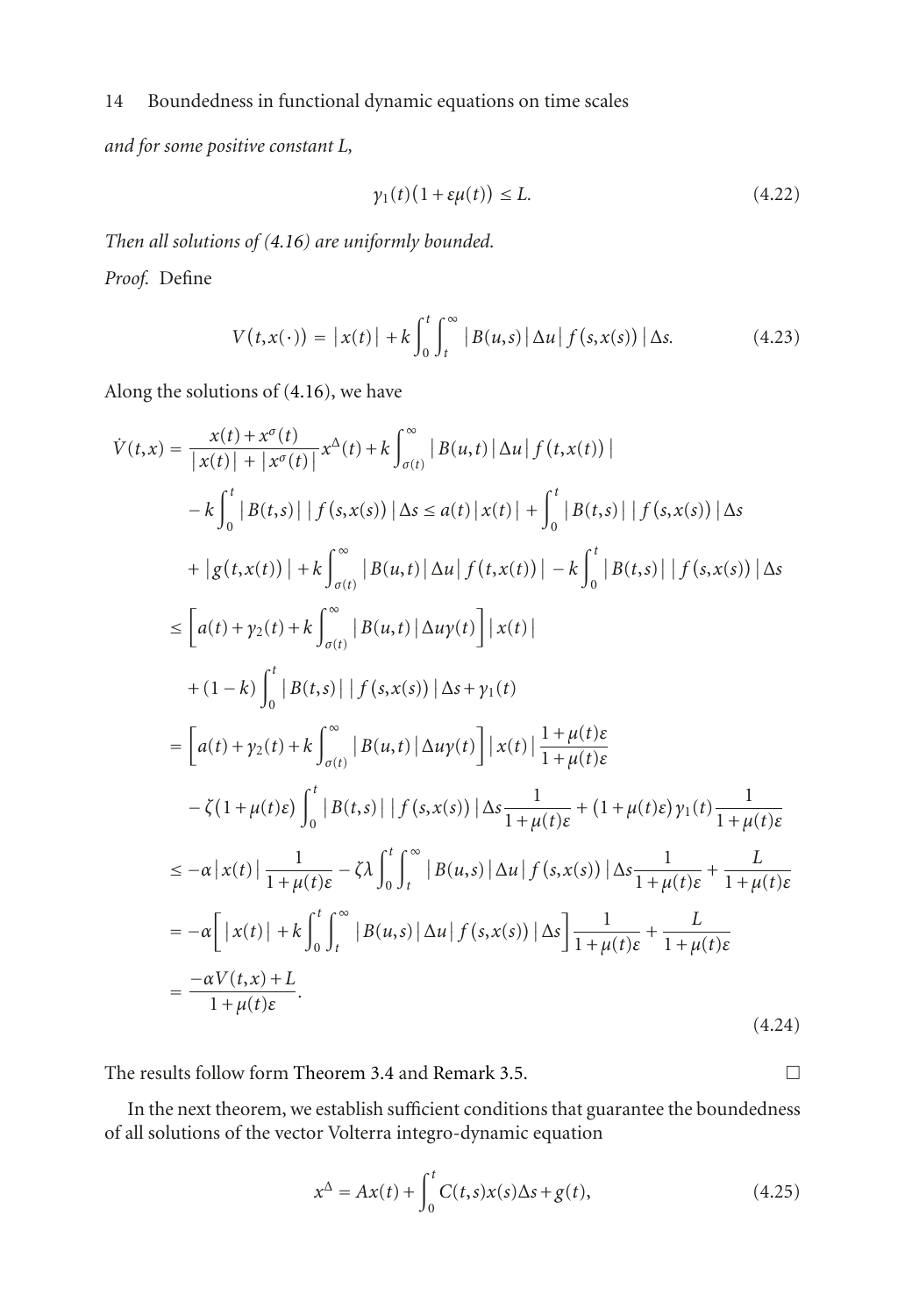*and for some positive constant $L$,*

$$\gamma_1(t)(1+\varepsilon\mu(t)) \leq L. \tag{4.22}$$

*Then all solutions of (4.16) are uniformly bounded.*

*Proof.* Define

$$V(t,x(\cdot)) = |x(t)| + k\int_0^t \int_t^\infty |B(u,s)|\Delta u |f(s,x(s))|\Delta s. \tag{4.23}$$

Along the solutions of (4.16), we have

$$\begin{aligned}
\dot{V}(t,x) &= \frac{x(t)+x^\sigma(t)}{|x(t)|+|x^\sigma(t)|}x^\Delta(t) + k\int_{\sigma(t)}^\infty |B(u,t)|\Delta u |f(t,x(t))| \\
&\quad - k\int_0^t |B(t,s)||f(s,x(s))|\Delta s \leq a(t)|x(t)| + \int_0^t |B(t,s)||f(s,x(s))|\Delta s \\
&\quad + |g(t,x(t))| + k\int_{\sigma(t)}^\infty |B(u,t)|\Delta u |f(t,x(t))| - k\int_0^t |B(t,s)||f(s,x(s))|\Delta s \\
&\leq \left[a(t)+\gamma_2(t)+k\int_{\sigma(t)}^\infty |B(u,t)|\Delta u \gamma(t)\right]|x(t)| \\
&\quad + (1-k)\int_0^t |B(t,s)||f(s,x(s))|\Delta s + \gamma_1(t) \\
&= \left[a(t)+\gamma_2(t)+k\int_{\sigma(t)}^\infty |B(u,t)|\Delta u \gamma(t)\right]|x(t)|\frac{1+\mu(t)\varepsilon}{1+\mu(t)\varepsilon} \\
&\quad - \zeta(1+\mu(t)\varepsilon)\int_0^t |B(t,s)||f(s,x(s))|\Delta s \frac{1}{1+\mu(t)\varepsilon} + (1+\mu(t)\varepsilon)\gamma_1(t)\frac{1}{1+\mu(t)\varepsilon} \\
&\leq -\alpha|x(t)|\frac{1}{1+\mu(t)\varepsilon} - \zeta\lambda\int_0^t\int_t^\infty |B(u,s)|\Delta u |f(s,x(s))|\Delta s \frac{1}{1+\mu(t)\varepsilon} + \frac{L}{1+\mu(t)\varepsilon} \\
&= -\alpha\left[|x(t)| + k\int_0^t\int_t^\infty |B(u,s)|\Delta u |f(s,x(s))|\Delta s\right]\frac{1}{1+\mu(t)\varepsilon} + \frac{L}{1+\mu(t)\varepsilon} \\
&= \frac{-\alpha V(t,x)+L}{1+\mu(t)\varepsilon}.
\end{aligned} \tag{4.24}$$

The results follow form Theorem 3.4 and Remark 3.5. $\square$

In the next theorem, we establish sufficient conditions that guarantee the boundedness of all solutions of the vector Volterra integro-dynamic equation

$$x^\Delta = Ax(t) + \int_0^t C(t,s)x(s)\Delta s + g(t), \tag{4.25}$$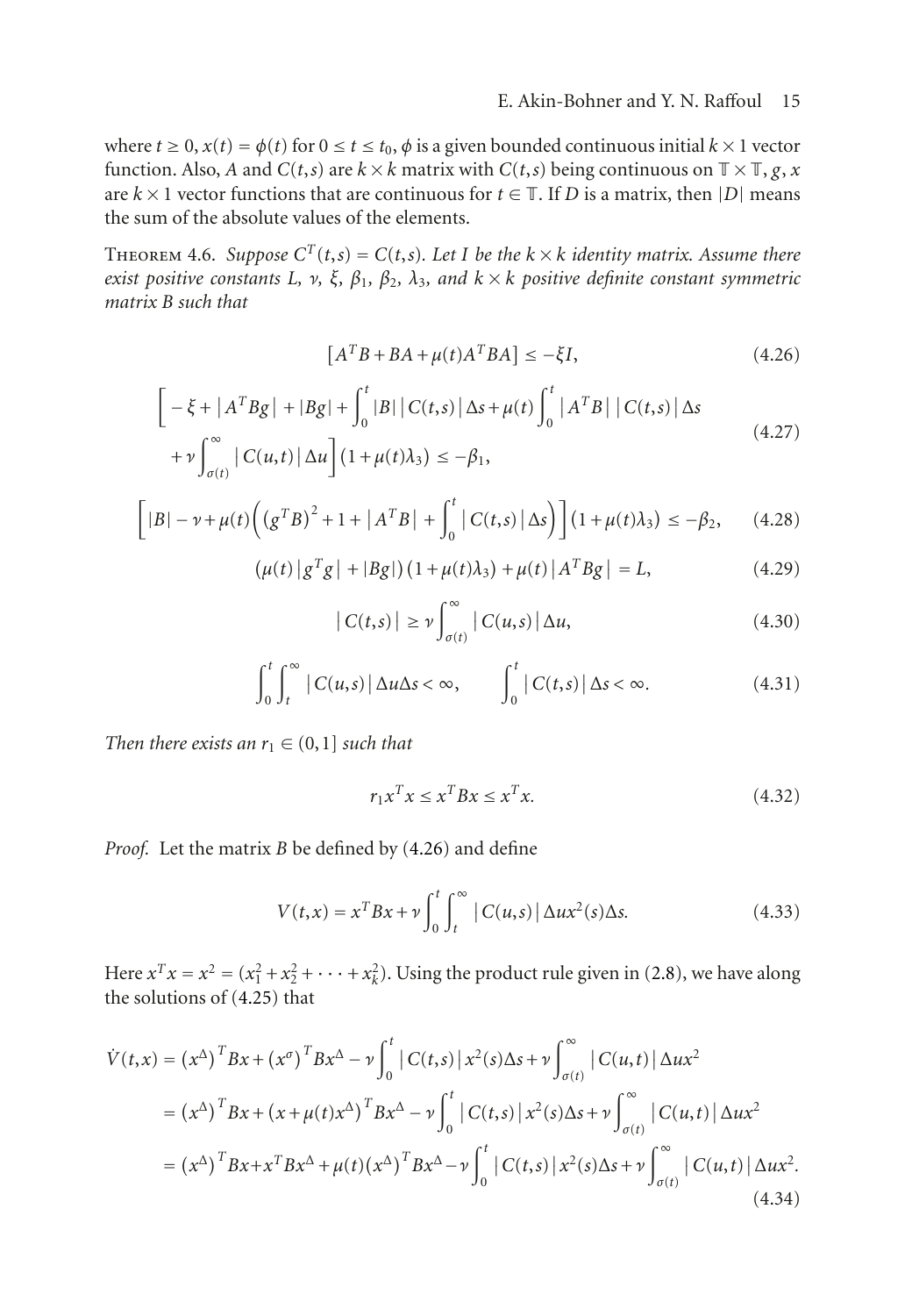where $t \geq 0$, $x(t) = \phi(t)$ for $0 \leq t \leq t_0$, $\phi$ is a given bounded continuous initial $k \times 1$ vector function. Also, $A$ and $C(t,s)$ are $k \times k$ matrix with $C(t,s)$ being continuous on $\mathbb{T} \times \mathbb{T}$, $g$, $x$ are $k \times 1$ vector functions that are continuous for $t \in \mathbb{T}$. If $D$ is a matrix, then $|D|$ means the sum of the absolute values of the elements.

Theorem 4.6. *Suppose $C^T(t,s) = C(t,s)$. Let $I$ be the $k \times k$ identity matrix. Assume there exist positive constants $L$, $\nu$, $\xi$, $\beta_1$, $\beta_2$, $\lambda_3$, and $k \times k$ positive definite constant symmetric matrix $B$ such that*

$$\left[A^T B + BA + \mu(t) A^T BA\right] \leq -\xi I, \tag{4.26}$$

$$\begin{aligned} &\left[-\xi + \left|A^T Bg\right| + |Bg| + \int_0^t |B| \left|C(t,s)\right| \Delta s + \mu(t) \int_0^t \left|A^T B\right| \left|C(t,s)\right| \Delta s \right. \\ &\left. + \nu \int_{\sigma(t)}^{\infty} \left|C(u,t)\right| \Delta u \right] \left(1 + \mu(t) \lambda_3\right) \leq -\beta_1, \end{aligned} \tag{4.27}$$

$$\left[|B| - \nu + \mu(t)\left(\left(g^T B\right)^2 + 1 + \left|A^T B\right| + \int_0^t \left|C(t,s)\right| \Delta s\right)\right]\left(1 + \mu(t)\lambda_3\right) \leq -\beta_2, \tag{4.28}$$

$$\left(\mu(t)\left|g^T g\right| + |Bg|\right)\left(1 + \mu(t)\lambda_3\right) + \mu(t)\left|A^T Bg\right| = L, \tag{4.29}$$

$$\left|C(t,s)\right| \geq \nu \int_{\sigma(t)}^{\infty} \left|C(u,s)\right| \Delta u, \tag{4.30}$$

$$\int_0^t \int_t^{\infty} \left|C(u,s)\right| \Delta u \Delta s < \infty, \qquad \int_0^t \left|C(t,s)\right| \Delta s < \infty. \tag{4.31}$$

*Then there exists an $r_1 \in (0,1]$ such that*

$$r_1 x^T x \leq x^T B x \leq x^T x. \tag{4.32}$$

*Proof.* Let the matrix $B$ be defined by (4.26) and define

$$V(t,x) = x^T B x + \nu \int_0^t \int_t^{\infty} \left|C(u,s)\right| \Delta u x^2(s) \Delta s. \tag{4.33}$$

Here $x^T x = x^2 = (x_1^2 + x_2^2 + \cdots + x_k^2)$. Using the product rule given in (2.8), we have along the solutions of (4.25) that

$$\begin{aligned} \dot{V}(t,x) &= \left(x^{\Delta}\right)^T B x + \left(x^{\sigma}\right)^T B x^{\Delta} - \nu \int_0^t \left|C(t,s)\right| x^2(s) \Delta s + \nu \int_{\sigma(t)}^{\infty} \left|C(u,t)\right| \Delta u x^2 \\ &= \left(x^{\Delta}\right)^T B x + \left(x + \mu(t) x^{\Delta}\right)^T B x^{\Delta} - \nu \int_0^t \left|C(t,s)\right| x^2(s) \Delta s + \nu \int_{\sigma(t)}^{\infty} \left|C(u,t)\right| \Delta u x^2 \\ &= \left(x^{\Delta}\right)^T B x + x^T B x^{\Delta} + \mu(t) \left(x^{\Delta}\right)^T B x^{\Delta} - \nu \int_0^t \left|C(t,s)\right| x^2(s) \Delta s + \nu \int_{\sigma(t)}^{\infty} \left|C(u,t)\right| \Delta u x^2. \end{aligned} \tag{4.34}$$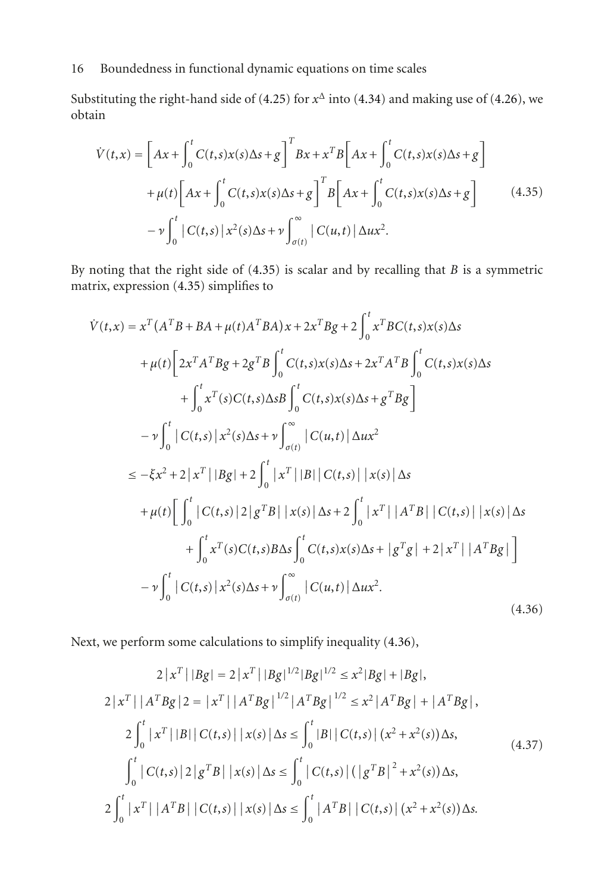Substituting the right-hand side of (4.25) for $x^\Delta$ into (4.34) and making use of (4.26), we obtain

$$
\begin{aligned}
\dot{V}(t,x) = {} & \left[Ax + \int_0^t C(t,s)x(s)\Delta s + g\right]^T Bx + x^T B\left[Ax + \int_0^t C(t,s)x(s)\Delta s + g\right] \\
& + \mu(t)\left[Ax + \int_0^t C(t,s)x(s)\Delta s + g\right]^T B\left[Ax + \int_0^t C(t,s)x(s)\Delta s + g\right] \\
& - \nu \int_0^t |C(t,s)| x^2(s)\Delta s + \nu \int_{\sigma(t)}^\infty |C(u,t)| \Delta u x^2.
\end{aligned}
\tag{4.35}
$$

By noting that the right side of (4.35) is scalar and by recalling that $B$ is a symmetric matrix, expression (4.35) simplifies to

$$
\begin{aligned}
\dot{V}(t,x) = {} & x^T(A^T B + BA + \mu(t)A^T BA)x + 2x^T Bg + 2\int_0^t x^T BC(t,s)x(s)\Delta s \\
& + \mu(t)\bigg[2x^T A^T Bg + 2g^T B\int_0^t C(t,s)x(s)\Delta s + 2x^T A^T B\int_0^t C(t,s)x(s)\Delta s \\
& \qquad + \int_0^t x^T(s)C(t,s)\Delta s B\int_0^t C(t,s)x(s)\Delta s + g^T Bg\bigg] \\
& - \nu\int_0^t |C(t,s)| x^2(s)\Delta s + \nu\int_{\sigma(t)}^\infty |C(u,t)| \Delta u x^2 \\
\le {} & -\xi x^2 + 2|x^T||Bg| + 2\int_0^t |x^T||B||C(t,s)||x(s)|\Delta s \\
& + \mu(t)\bigg[\int_0^t |C(t,s)| 2|g^T B||x(s)|\Delta s + 2\int_0^t |x^T||A^T B||C(t,s)||x(s)|\Delta s \\
& \qquad + \int_0^t x^T(s)C(t,s)B\Delta s\int_0^t C(t,s)x(s)\Delta s + |g^T g| + 2|x^T||A^T Bg|\bigg] \\
& - \nu\int_0^t |C(t,s)| x^2(s)\Delta s + \nu\int_{\sigma(t)}^\infty |C(u,t)| \Delta u x^2.
\end{aligned}
\tag{4.36}
$$

Next, we perform some calculations to simplify inequality (4.36),

$$
\begin{aligned}
2|x^T||Bg| &= 2|x^T||Bg|^{1/2}|Bg|^{1/2} \le x^2|Bg| + |Bg|, \\
2|x^T||A^T Bg|2 &= |x^T|\left|A^T Bg\right|^{1/2}\left|A^T Bg\right|^{1/2} \le x^2|A^T Bg| + |A^T Bg|, \\
2\int_0^t |x^T||B||C(t,s)||x(s)|\Delta s &\le \int_0^t |B||C(t,s)|(x^2 + x^2(s))\Delta s, \\
\int_0^t |C(t,s)| 2|g^T B||x(s)|\Delta s &\le \int_0^t |C(t,s)|(\left|g^T B\right|^2 + x^2(s))\Delta s, \\
2\int_0^t |x^T||A^T B||C(t,s)||x(s)|\Delta s &\le \int_0^t |A^T B||C(t,s)|(x^2 + x^2(s))\Delta s.
\end{aligned}
\tag{4.37}
$$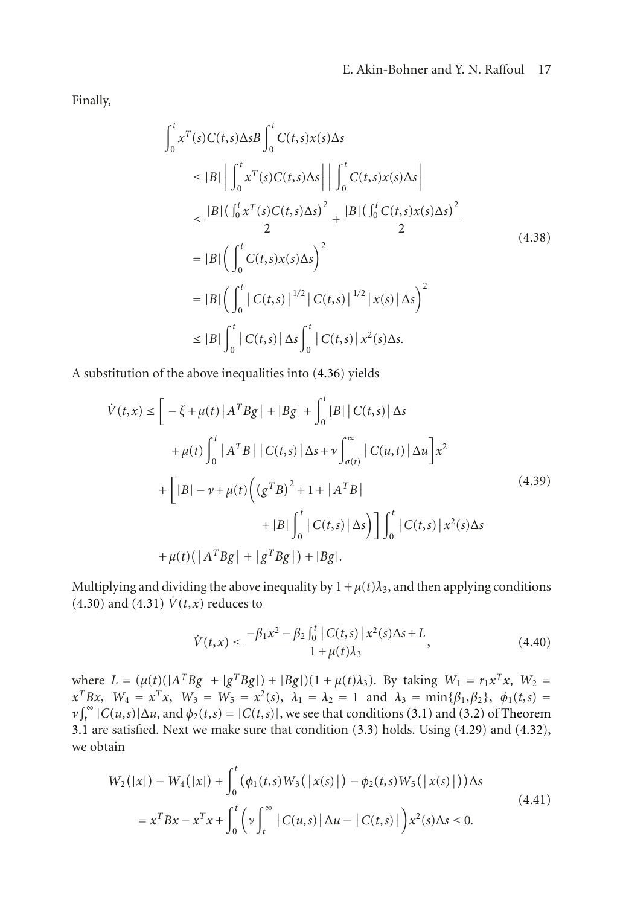Finally,

$$
\begin{aligned}
\int_0^t & x^T(s)C(t,s)\Delta s B\int_0^t C(t,s)x(s)\Delta s \\
&\leq |B|\left|\int_0^t x^T(s)C(t,s)\Delta s\right|\left|\int_0^t C(t,s)x(s)\Delta s\right| \\
&\leq \frac{|B|\left(\int_0^t x^T(s)C(t,s)\Delta s\right)^2}{2}+\frac{|B|\left(\int_0^t C(t,s)x(s)\Delta s\right)^2}{2} \\
&= |B|\left(\int_0^t C(t,s)x(s)\Delta s\right)^2 \\
&= |B|\left(\int_0^t |C(t,s)|^{1/2}|C(t,s)|^{1/2}|x(s)|\Delta s\right)^2 \\
&\leq |B|\int_0^t |C(t,s)|\Delta s\int_0^t |C(t,s)|x^2(s)\Delta s.
\end{aligned}
\tag{4.38}
$$

A substitution of the above inequalities into (4.36) yields

$$
\begin{aligned}
\dot{V}(t,x) \leq &\left[-\xi+\mu(t)|A^TBg|+|Bg|+\int_0^t |B||C(t,s)|\Delta s\right. \\
&\left.+\mu(t)\int_0^t |A^TB||C(t,s)|\Delta s+\nu\int_{\sigma(t)}^\infty |C(u,t)|\Delta u\right]x^2 \\
&+\left[|B|-\nu+\mu(t)\left(\left(g^TB\right)^2+1+|A^TB|\right.\right. \\
&\left.\left.+|B|\int_0^t |C(t,s)|\Delta s\right)\right]\int_0^t |C(t,s)|x^2(s)\Delta s \\
&+\mu(t)\left(|A^TBg|+|g^TBg|\right)+|Bg|.
\end{aligned}
\tag{4.39}
$$

Multiplying and dividing the above inequality by $1+\mu(t)\lambda_3$, and then applying conditions (4.30) and (4.31) $\dot{V}(t,x)$ reduces to

$$
\dot{V}(t,x) \leq \frac{-\beta_1 x^2-\beta_2\int_0^t |C(t,s)|x^2(s)\Delta s+L}{1+\mu(t)\lambda_3},
\tag{4.40}
$$

where $L=(\mu(t)(|A^TBg|+|g^TBg|)+|Bg|)(1+\mu(t)\lambda_3)$. By taking $W_1=r_1x^Tx$, $W_2=x^TBx$, $W_4=x^Tx$, $W_3=W_5=x^2(s)$, $\lambda_1=\lambda_2=1$ and $\lambda_3=\min\{\beta_1,\beta_2\}$, $\phi_1(t,s)=\nu\int_t^\infty |C(u,s)|\Delta u$, and $\phi_2(t,s)=|C(t,s)|$, we see that conditions (3.1) and (3.2) of Theorem 3.1 are satisfied. Next we make sure that condition (3.3) holds. Using (4.29) and (4.32), we obtain

$$
\begin{aligned}
W_2(|x|)&-W_4(|x|)+\int_0^t\left(\phi_1(t,s)W_3(|x(s)|)-\phi_2(t,s)W_5(|x(s)|)\right)\Delta s \\
&= x^TBx-x^Tx+\int_0^t\left(\nu\int_t^\infty |C(u,s)|\Delta u-|C(t,s)|\right)x^2(s)\Delta s\leq 0.
\end{aligned}
\tag{4.41}
$$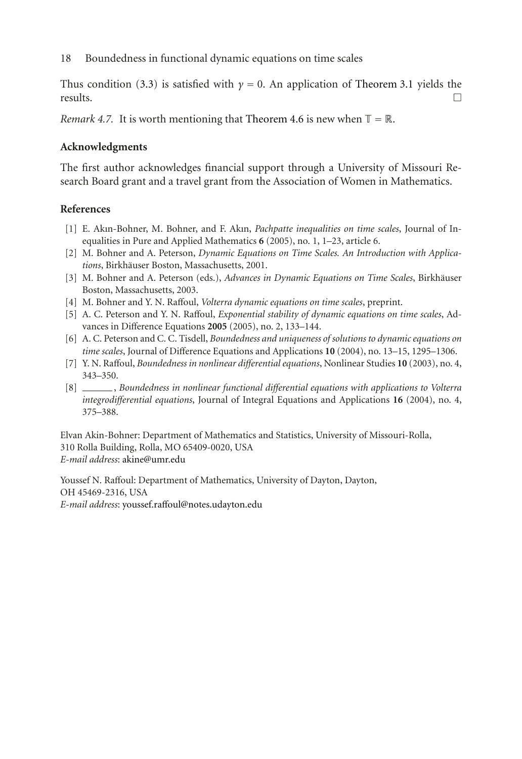Thus condition (3.3) is satisfied with $\gamma = 0$. An application of Theorem 3.1 yields the results. □

*Remark 4.7.* It is worth mentioning that Theorem 4.6 is new when $\mathbb{T} = \mathbb{R}$.

## Acknowledgments

The first author acknowledges financial support through a University of Missouri Research Board grant and a travel grant from the Association of Women in Mathematics.

## References

[1] E. Akın-Bohner, M. Bohner, and F. Akın, *Pachpatte inequalities on time scales*, Journal of Inequalities in Pure and Applied Mathematics **6** (2005), no. 1, 1–23, article 6.

[2] M. Bohner and A. Peterson, *Dynamic Equations on Time Scales. An Introduction with Applications*, Birkhäuser Boston, Massachusetts, 2001.

[3] M. Bohner and A. Peterson (eds.), *Advances in Dynamic Equations on Time Scales*, Birkhäuser Boston, Massachusetts, 2003.

[4] M. Bohner and Y. N. Raffoul, *Volterra dynamic equations on time scales*, preprint.

[5] A. C. Peterson and Y. N. Raffoul, *Exponential stability of dynamic equations on time scales*, Advances in Difference Equations **2005** (2005), no. 2, 133–144.

[6] A. C. Peterson and C. C. Tisdell, *Boundedness and uniqueness of solutions to dynamic equations on time scales*, Journal of Difference Equations and Applications **10** (2004), no. 13–15, 1295–1306.

[7] Y. N. Raffoul, *Boundedness in nonlinear differential equations*, Nonlinear Studies **10** (2003), no. 4, 343–350.

[8] ______, *Boundedness in nonlinear functional differential equations with applications to Volterra integrodifferential equations*, Journal of Integral Equations and Applications **16** (2004), no. 4, 375–388.

Elvan Akin-Bohner: Department of Mathematics and Statistics, University of Missouri-Rolla, 310 Rolla Building, Rolla, MO 65409-0020, USA
*E-mail address*: akine@umr.edu

Youssef N. Raffoul: Department of Mathematics, University of Dayton, Dayton, OH 45469-2316, USA
*E-mail address*: youssef.raffoul@notes.udayton.edu